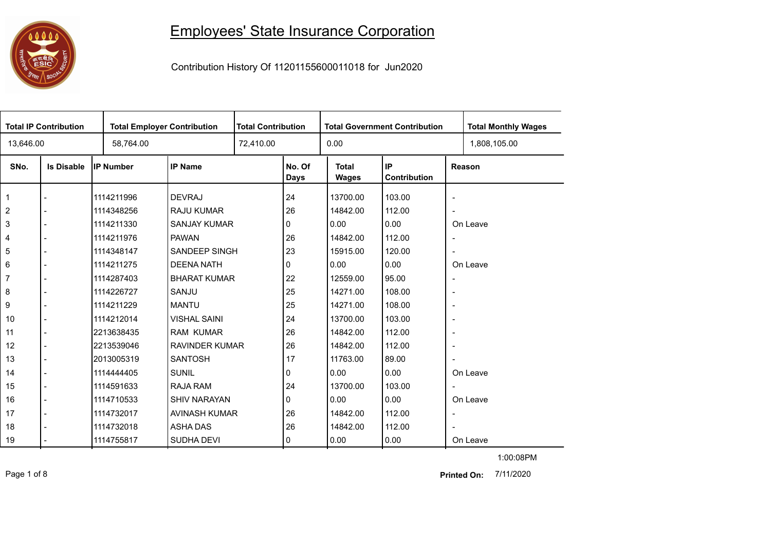# Employees' State Insurance Corporation

Contribution History Of 11201155600011018 for Jun2020

| Total IP Contribution | Total Employer Contribution | Total Contribution | Total Government Contribution | Total Monthly Wages |
|---|---|---|---|---|
| 13,646.00 | 58,764.00 | 72,410.00 | 0.00 | 1,808,105.00 |

| SNo. | Is Disable | IP Number | IP Name | No. Of Days | Total Wages | IP Contribution | Reason |
|---|---|---|---|---|---|---|---|
| 1 | - | 1114211996 | DEVRAJ | 24 | 13700.00 | 103.00 | - |
| 2 | - | 1114348256 | RAJU KUMAR | 26 | 14842.00 | 112.00 | - |
| 3 | - | 1114211330 | SANJAY KUMAR | 0 | 0.00 | 0.00 | On Leave |
| 4 | - | 1114211976 | PAWAN | 26 | 14842.00 | 112.00 | - |
| 5 | - | 1114348147 | SANDEEP SINGH | 23 | 15915.00 | 120.00 | - |
| 6 | - | 1114211275 | DEENA NATH | 0 | 0.00 | 0.00 | On Leave |
| 7 | - | 1114287403 | BHARAT KUMAR | 22 | 12559.00 | 95.00 | - |
| 8 | - | 1114226727 | SANJU | 25 | 14271.00 | 108.00 | - |
| 9 | - | 1114211229 | MANTU | 25 | 14271.00 | 108.00 | - |
| 10 | - | 1114212014 | VISHAL SAINI | 24 | 13700.00 | 103.00 | - |
| 11 | - | 2213638435 | RAM KUMAR | 26 | 14842.00 | 112.00 | - |
| 12 | - | 2213539046 | RAVINDER KUMAR | 26 | 14842.00 | 112.00 | - |
| 13 | - | 2013005319 | SANTOSH | 17 | 11763.00 | 89.00 | - |
| 14 | - | 1114444405 | SUNIL | 0 | 0.00 | 0.00 | On Leave |
| 15 | - | 1114591633 | RAJA RAM | 24 | 13700.00 | 103.00 | - |
| 16 | - | 1114710533 | SHIV NARAYAN | 0 | 0.00 | 0.00 | On Leave |
| 17 | - | 1114732017 | AVINASH KUMAR | 26 | 14842.00 | 112.00 | - |
| 18 | - | 1114732018 | ASHA DAS | 26 | 14842.00 | 112.00 | - |
| 19 | - | 1114755817 | SUDHA DEVI | 0 | 0.00 | 0.00 | On Leave |

1:00:08PM

**Printed On:** 7/11/2020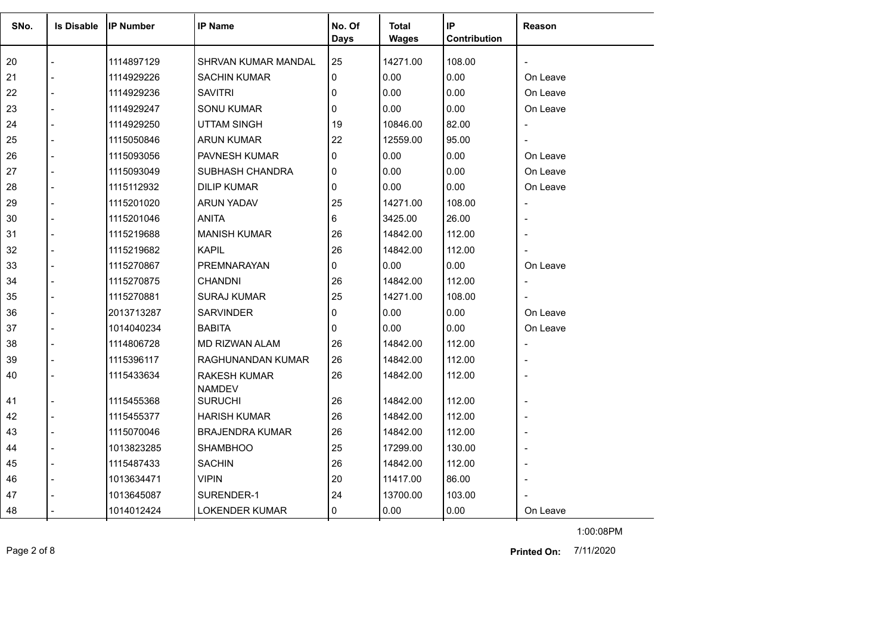| SNo. | Is Disable | IP Number | IP Name | No. Of Days | Total Wages | IP Contribution | Reason |
|---|---|---|---|---|---|---|---|
| 20 | - | 1114897129 | SHRVAN KUMAR MANDAL | 25 | 14271.00 | 108.00 | - |
| 21 | - | 1114929226 | SACHIN KUMAR | 0 | 0.00 | 0.00 | On Leave |
| 22 | - | 1114929236 | SAVITRI | 0 | 0.00 | 0.00 | On Leave |
| 23 | - | 1114929247 | SONU KUMAR | 0 | 0.00 | 0.00 | On Leave |
| 24 | - | 1114929250 | UTTAM SINGH | 19 | 10846.00 | 82.00 | - |
| 25 | - | 1115050846 | ARUN KUMAR | 22 | 12559.00 | 95.00 | - |
| 26 | - | 1115093056 | PAVNESH KUMAR | 0 | 0.00 | 0.00 | On Leave |
| 27 | - | 1115093049 | SUBHASH CHANDRA | 0 | 0.00 | 0.00 | On Leave |
| 28 | - | 1115112932 | DILIP KUMAR | 0 | 0.00 | 0.00 | On Leave |
| 29 | - | 1115201020 | ARUN YADAV | 25 | 14271.00 | 108.00 | - |
| 30 | - | 1115201046 | ANITA | 6 | 3425.00 | 26.00 | - |
| 31 | - | 1115219688 | MANISH KUMAR | 26 | 14842.00 | 112.00 | - |
| 32 | - | 1115219682 | KAPIL | 26 | 14842.00 | 112.00 | - |
| 33 | - | 1115270867 | PREMNARAYAN | 0 | 0.00 | 0.00 | On Leave |
| 34 | - | 1115270875 | CHANDNI | 26 | 14842.00 | 112.00 | - |
| 35 | - | 1115270881 | SURAJ KUMAR | 25 | 14271.00 | 108.00 | - |
| 36 | - | 2013713287 | SARVINDER | 0 | 0.00 | 0.00 | On Leave |
| 37 | - | 1014040234 | BABITA | 0 | 0.00 | 0.00 | On Leave |
| 38 | - | 1114806728 | MD RIZWAN ALAM | 26 | 14842.00 | 112.00 | - |
| 39 | - | 1115396117 | RAGHUNANDAN KUMAR | 26 | 14842.00 | 112.00 | - |
| 40 | - | 1115433634 | RAKESH KUMAR NAMDEV | 26 | 14842.00 | 112.00 | - |
| 41 | - | 1115455368 | SURUCHI | 26 | 14842.00 | 112.00 | - |
| 42 | - | 1115455377 | HARISH KUMAR | 26 | 14842.00 | 112.00 | - |
| 43 | - | 1115070046 | BRAJENDRA KUMAR | 26 | 14842.00 | 112.00 | - |
| 44 | - | 1013823285 | SHAMBHOO | 25 | 17299.00 | 130.00 | - |
| 45 | - | 1115487433 | SACHIN | 26 | 14842.00 | 112.00 | - |
| 46 | - | 1013634471 | VIPIN | 20 | 11417.00 | 86.00 | - |
| 47 | - | 1013645087 | SURENDER-1 | 24 | 13700.00 | 103.00 | - |
| 48 | - | 1014012424 | LOKENDER KUMAR | 0 | 0.00 | 0.00 | On Leave |

1:00:08PM

**Printed On:** 7/11/2020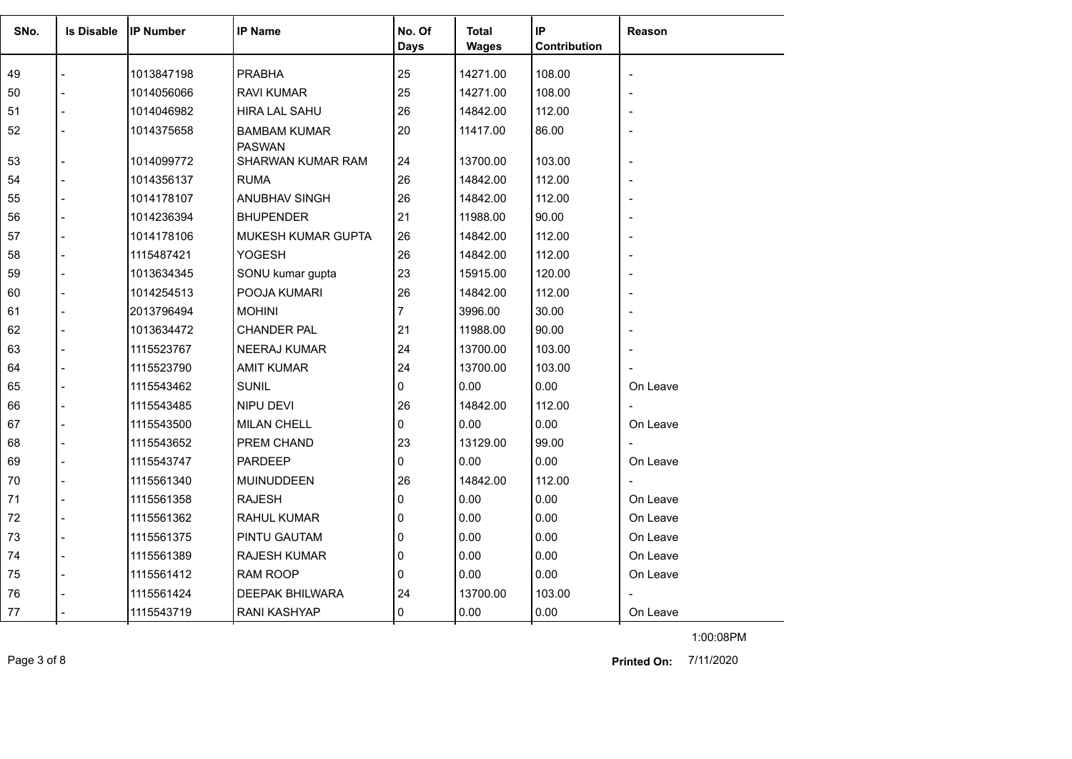| SNo. | Is Disable | IP Number | IP Name | No. Of Days | Total Wages | IP Contribution | Reason |
|---|---|---|---|---|---|---|---|
| 49 | - | 1013847198 | PRABHA | 25 | 14271.00 | 108.00 | - |
| 50 | - | 1014056066 | RAVI KUMAR | 25 | 14271.00 | 108.00 | - |
| 51 | - | 1014046982 | HIRA LAL SAHU | 26 | 14842.00 | 112.00 | - |
| 52 | - | 1014375658 | BAMBAM KUMAR PASWAN | 20 | 11417.00 | 86.00 | - |
| 53 | - | 1014099772 | SHARWAN KUMAR RAM | 24 | 13700.00 | 103.00 | - |
| 54 | - | 1014356137 | RUMA | 26 | 14842.00 | 112.00 | - |
| 55 | - | 1014178107 | ANUBHAV SINGH | 26 | 14842.00 | 112.00 | - |
| 56 | - | 1014236394 | BHUPENDER | 21 | 11988.00 | 90.00 | - |
| 57 | - | 1014178106 | MUKESH KUMAR GUPTA | 26 | 14842.00 | 112.00 | - |
| 58 | - | 1115487421 | YOGESH | 26 | 14842.00 | 112.00 | - |
| 59 | - | 1013634345 | SONU kumar gupta | 23 | 15915.00 | 120.00 | - |
| 60 | - | 1014254513 | POOJA KUMARI | 26 | 14842.00 | 112.00 | - |
| 61 | - | 2013796494 | MOHINI | 7 | 3996.00 | 30.00 | - |
| 62 | - | 1013634472 | CHANDER PAL | 21 | 11988.00 | 90.00 | - |
| 63 | - | 1115523767 | NEERAJ KUMAR | 24 | 13700.00 | 103.00 | - |
| 64 | - | 1115523790 | AMIT KUMAR | 24 | 13700.00 | 103.00 | - |
| 65 | - | 1115543462 | SUNIL | 0 | 0.00 | 0.00 | On Leave |
| 66 | - | 1115543485 | NIPU DEVI | 26 | 14842.00 | 112.00 | - |
| 67 | - | 1115543500 | MILAN CHELL | 0 | 0.00 | 0.00 | On Leave |
| 68 | - | 1115543652 | PREM CHAND | 23 | 13129.00 | 99.00 | - |
| 69 | - | 1115543747 | PARDEEP | 0 | 0.00 | 0.00 | On Leave |
| 70 | - | 1115561340 | MUINUDDEEN | 26 | 14842.00 | 112.00 | - |
| 71 | - | 1115561358 | RAJESH | 0 | 0.00 | 0.00 | On Leave |
| 72 | - | 1115561362 | RAHUL KUMAR | 0 | 0.00 | 0.00 | On Leave |
| 73 | - | 1115561375 | PINTU GAUTAM | 0 | 0.00 | 0.00 | On Leave |
| 74 | - | 1115561389 | RAJESH KUMAR | 0 | 0.00 | 0.00 | On Leave |
| 75 | - | 1115561412 | RAM ROOP | 0 | 0.00 | 0.00 | On Leave |
| 76 | - | 1115561424 | DEEPAK BHILWARA | 24 | 13700.00 | 103.00 | - |
| 77 | - | 1115543719 | RANI KASHYAP | 0 | 0.00 | 0.00 | On Leave |

1:00:08PM

**Printed On:** 7/11/2020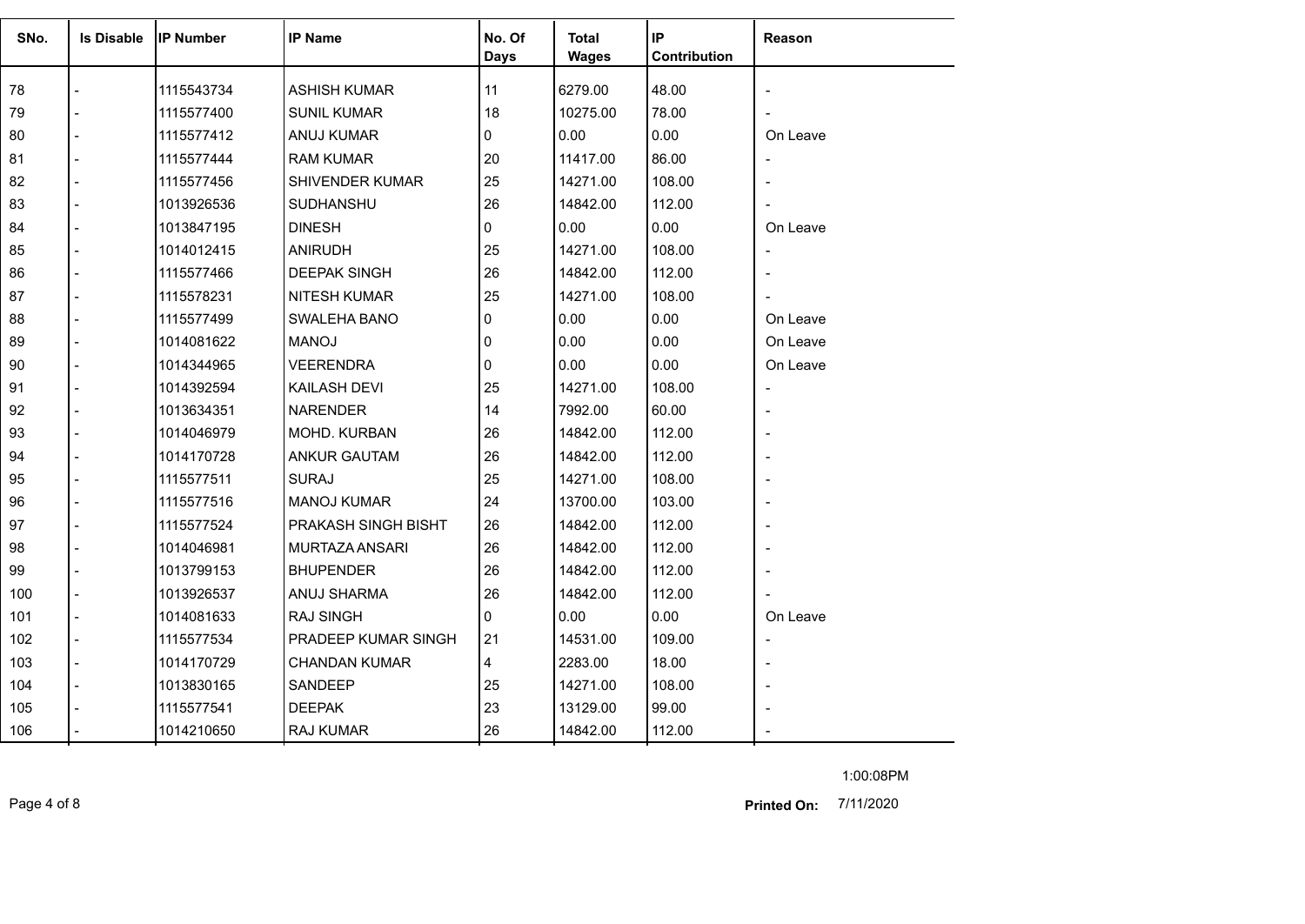| SNo. | Is Disable | IP Number | IP Name | No. Of Days | Total Wages | IP Contribution | Reason |
|---|---|---|---|---|---|---|---|
| 78 | - | 1115543734 | ASHISH KUMAR | 11 | 6279.00 | 48.00 | - |
| 79 | - | 1115577400 | SUNIL KUMAR | 18 | 10275.00 | 78.00 | - |
| 80 | - | 1115577412 | ANUJ KUMAR | 0 | 0.00 | 0.00 | On Leave |
| 81 | - | 1115577444 | RAM KUMAR | 20 | 11417.00 | 86.00 | - |
| 82 | - | 1115577456 | SHIVENDER KUMAR | 25 | 14271.00 | 108.00 | - |
| 83 | - | 1013926536 | SUDHANSHU | 26 | 14842.00 | 112.00 | - |
| 84 | - | 1013847195 | DINESH | 0 | 0.00 | 0.00 | On Leave |
| 85 | - | 1014012415 | ANIRUDH | 25 | 14271.00 | 108.00 | - |
| 86 | - | 1115577466 | DEEPAK SINGH | 26 | 14842.00 | 112.00 | - |
| 87 | - | 1115578231 | NITESH KUMAR | 25 | 14271.00 | 108.00 | - |
| 88 | - | 1115577499 | SWALEHA BANO | 0 | 0.00 | 0.00 | On Leave |
| 89 | - | 1014081622 | MANOJ | 0 | 0.00 | 0.00 | On Leave |
| 90 | - | 1014344965 | VEERENDRA | 0 | 0.00 | 0.00 | On Leave |
| 91 | - | 1014392594 | KAILASH DEVI | 25 | 14271.00 | 108.00 | - |
| 92 | - | 1013634351 | NARENDER | 14 | 7992.00 | 60.00 | - |
| 93 | - | 1014046979 | MOHD. KURBAN | 26 | 14842.00 | 112.00 | - |
| 94 | - | 1014170728 | ANKUR GAUTAM | 26 | 14842.00 | 112.00 | - |
| 95 | - | 1115577511 | SURAJ | 25 | 14271.00 | 108.00 | - |
| 96 | - | 1115577516 | MANOJ KUMAR | 24 | 13700.00 | 103.00 | - |
| 97 | - | 1115577524 | PRAKASH SINGH BISHT | 26 | 14842.00 | 112.00 | - |
| 98 | - | 1014046981 | MURTAZA ANSARI | 26 | 14842.00 | 112.00 | - |
| 99 | - | 1013799153 | BHUPENDER | 26 | 14842.00 | 112.00 | - |
| 100 | - | 1013926537 | ANUJ SHARMA | 26 | 14842.00 | 112.00 | - |
| 101 | - | 1014081633 | RAJ SINGH | 0 | 0.00 | 0.00 | On Leave |
| 102 | - | 1115577534 | PRADEEP KUMAR SINGH | 21 | 14531.00 | 109.00 | - |
| 103 | - | 1014170729 | CHANDAN KUMAR | 4 | 2283.00 | 18.00 | - |
| 104 | - | 1013830165 | SANDEEP | 25 | 14271.00 | 108.00 | - |
| 105 | - | 1115577541 | DEEPAK | 23 | 13129.00 | 99.00 | - |
| 106 | - | 1014210650 | RAJ KUMAR | 26 | 14842.00 | 112.00 | - |

1:00:08PM

**Printed On:** 7/11/2020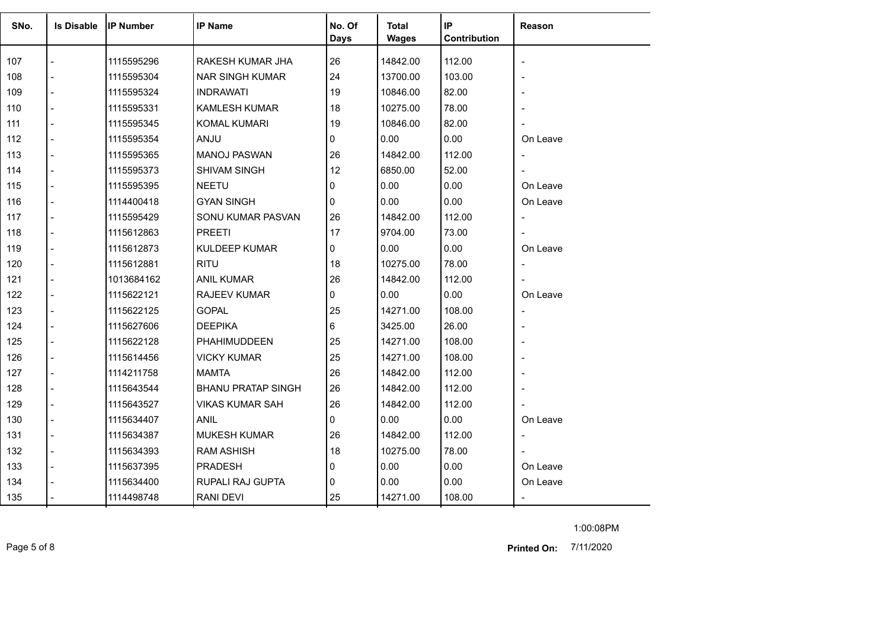| SNo. | Is Disable | IP Number | IP Name | No. Of Days | Total Wages | IP Contribution | Reason |
|---|---|---|---|---|---|---|---|
| 107 | - | 1115595296 | RAKESH KUMAR JHA | 26 | 14842.00 | 112.00 | - |
| 108 | - | 1115595304 | NAR SINGH KUMAR | 24 | 13700.00 | 103.00 | - |
| 109 | - | 1115595324 | INDRAWATI | 19 | 10846.00 | 82.00 | - |
| 110 | - | 1115595331 | KAMLESH KUMAR | 18 | 10275.00 | 78.00 | - |
| 111 | - | 1115595345 | KOMAL KUMARI | 19 | 10846.00 | 82.00 | - |
| 112 | - | 1115595354 | ANJU | 0 | 0.00 | 0.00 | On Leave |
| 113 | - | 1115595365 | MANOJ PASWAN | 26 | 14842.00 | 112.00 | - |
| 114 | - | 1115595373 | SHIVAM SINGH | 12 | 6850.00 | 52.00 | - |
| 115 | - | 1115595395 | NEETU | 0 | 0.00 | 0.00 | On Leave |
| 116 | - | 1114400418 | GYAN SINGH | 0 | 0.00 | 0.00 | On Leave |
| 117 | - | 1115595429 | SONU KUMAR PASVAN | 26 | 14842.00 | 112.00 | - |
| 118 | - | 1115612863 | PREETI | 17 | 9704.00 | 73.00 | - |
| 119 | - | 1115612873 | KULDEEP KUMAR | 0 | 0.00 | 0.00 | On Leave |
| 120 | - | 1115612881 | RITU | 18 | 10275.00 | 78.00 | - |
| 121 | - | 1013684162 | ANIL KUMAR | 26 | 14842.00 | 112.00 | - |
| 122 | - | 1115622121 | RAJEEV KUMAR | 0 | 0.00 | 0.00 | On Leave |
| 123 | - | 1115622125 | GOPAL | 25 | 14271.00 | 108.00 | - |
| 124 | - | 1115627606 | DEEPIKA | 6 | 3425.00 | 26.00 | - |
| 125 | - | 1115622128 | PHAHIMUDDEEN | 25 | 14271.00 | 108.00 | - |
| 126 | - | 1115614456 | VICKY KUMAR | 25 | 14271.00 | 108.00 | - |
| 127 | - | 1114211758 | MAMTA | 26 | 14842.00 | 112.00 | - |
| 128 | - | 1115643544 | BHANU PRATAP SINGH | 26 | 14842.00 | 112.00 | - |
| 129 | - | 1115643527 | VIKAS KUMAR SAH | 26 | 14842.00 | 112.00 | - |
| 130 | - | 1115634407 | ANIL | 0 | 0.00 | 0.00 | On Leave |
| 131 | - | 1115634387 | MUKESH KUMAR | 26 | 14842.00 | 112.00 | - |
| 132 | - | 1115634393 | RAM ASHISH | 18 | 10275.00 | 78.00 | - |
| 133 | - | 1115637395 | PRADESH | 0 | 0.00 | 0.00 | On Leave |
| 134 | - | 1115634400 | RUPALI RAJ GUPTA | 0 | 0.00 | 0.00 | On Leave |
| 135 | - | 1114498748 | RANI DEVI | 25 | 14271.00 | 108.00 | - |

1:00:08PM

**Printed On:** 7/11/2020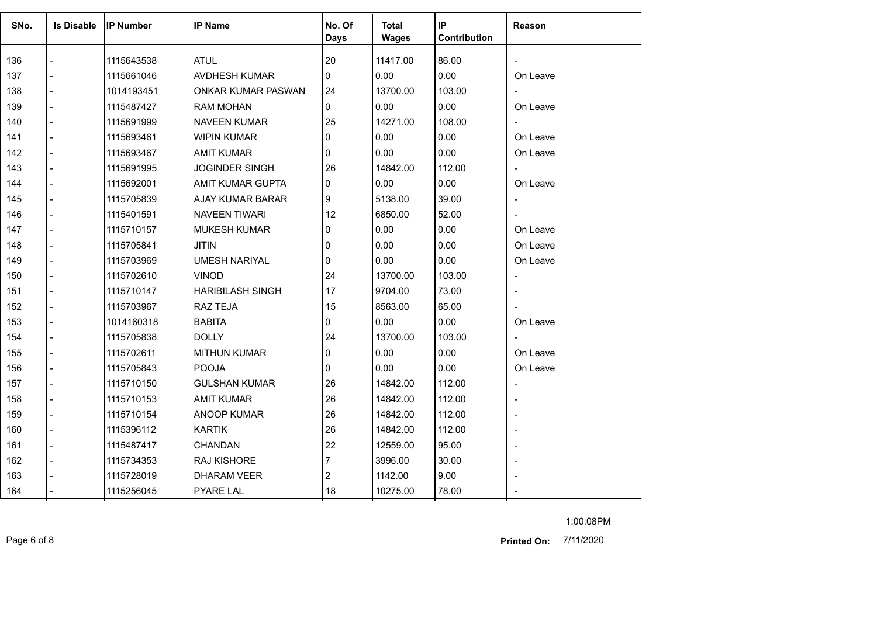| SNo. | Is Disable | IP Number | IP Name | No. Of Days | Total Wages | IP Contribution | Reason |
|---|---|---|---|---|---|---|---|
| 136 | - | 1115643538 | ATUL | 20 | 11417.00 | 86.00 | - |
| 137 | - | 1115661046 | AVDHESH KUMAR | 0 | 0.00 | 0.00 | On Leave |
| 138 | - | 1014193451 | ONKAR KUMAR PASWAN | 24 | 13700.00 | 103.00 | - |
| 139 | - | 1115487427 | RAM MOHAN | 0 | 0.00 | 0.00 | On Leave |
| 140 | - | 1115691999 | NAVEEN KUMAR | 25 | 14271.00 | 108.00 | - |
| 141 | - | 1115693461 | WIPIN KUMAR | 0 | 0.00 | 0.00 | On Leave |
| 142 | - | 1115693467 | AMIT KUMAR | 0 | 0.00 | 0.00 | On Leave |
| 143 | - | 1115691995 | JOGINDER SINGH | 26 | 14842.00 | 112.00 | - |
| 144 | - | 1115692001 | AMIT KUMAR GUPTA | 0 | 0.00 | 0.00 | On Leave |
| 145 | - | 1115705839 | AJAY KUMAR BARAR | 9 | 5138.00 | 39.00 | - |
| 146 | - | 1115401591 | NAVEEN TIWARI | 12 | 6850.00 | 52.00 | - |
| 147 | - | 1115710157 | MUKESH KUMAR | 0 | 0.00 | 0.00 | On Leave |
| 148 | - | 1115705841 | JITIN | 0 | 0.00 | 0.00 | On Leave |
| 149 | - | 1115703969 | UMESH NARIYAL | 0 | 0.00 | 0.00 | On Leave |
| 150 | - | 1115702610 | VINOD | 24 | 13700.00 | 103.00 | - |
| 151 | - | 1115710147 | HARIBILASH SINGH | 17 | 9704.00 | 73.00 | - |
| 152 | - | 1115703967 | RAZ TEJA | 15 | 8563.00 | 65.00 | - |
| 153 | - | 1014160318 | BABITA | 0 | 0.00 | 0.00 | On Leave |
| 154 | - | 1115705838 | DOLLY | 24 | 13700.00 | 103.00 | - |
| 155 | - | 1115702611 | MITHUN KUMAR | 0 | 0.00 | 0.00 | On Leave |
| 156 | - | 1115705843 | POOJA | 0 | 0.00 | 0.00 | On Leave |
| 157 | - | 1115710150 | GULSHAN KUMAR | 26 | 14842.00 | 112.00 | - |
| 158 | - | 1115710153 | AMIT KUMAR | 26 | 14842.00 | 112.00 | - |
| 159 | - | 1115710154 | ANOOP KUMAR | 26 | 14842.00 | 112.00 | - |
| 160 | - | 1115396112 | KARTIK | 26 | 14842.00 | 112.00 | - |
| 161 | - | 1115487417 | CHANDAN | 22 | 12559.00 | 95.00 | - |
| 162 | - | 1115734353 | RAJ KISHORE | 7 | 3996.00 | 30.00 | - |
| 163 | - | 1115728019 | DHARAM VEER | 2 | 1142.00 | 9.00 | - |
| 164 | - | 1115256045 | PYARE LAL | 18 | 10275.00 | 78.00 | - |

1:00:08PM

**Printed On:** 7/11/2020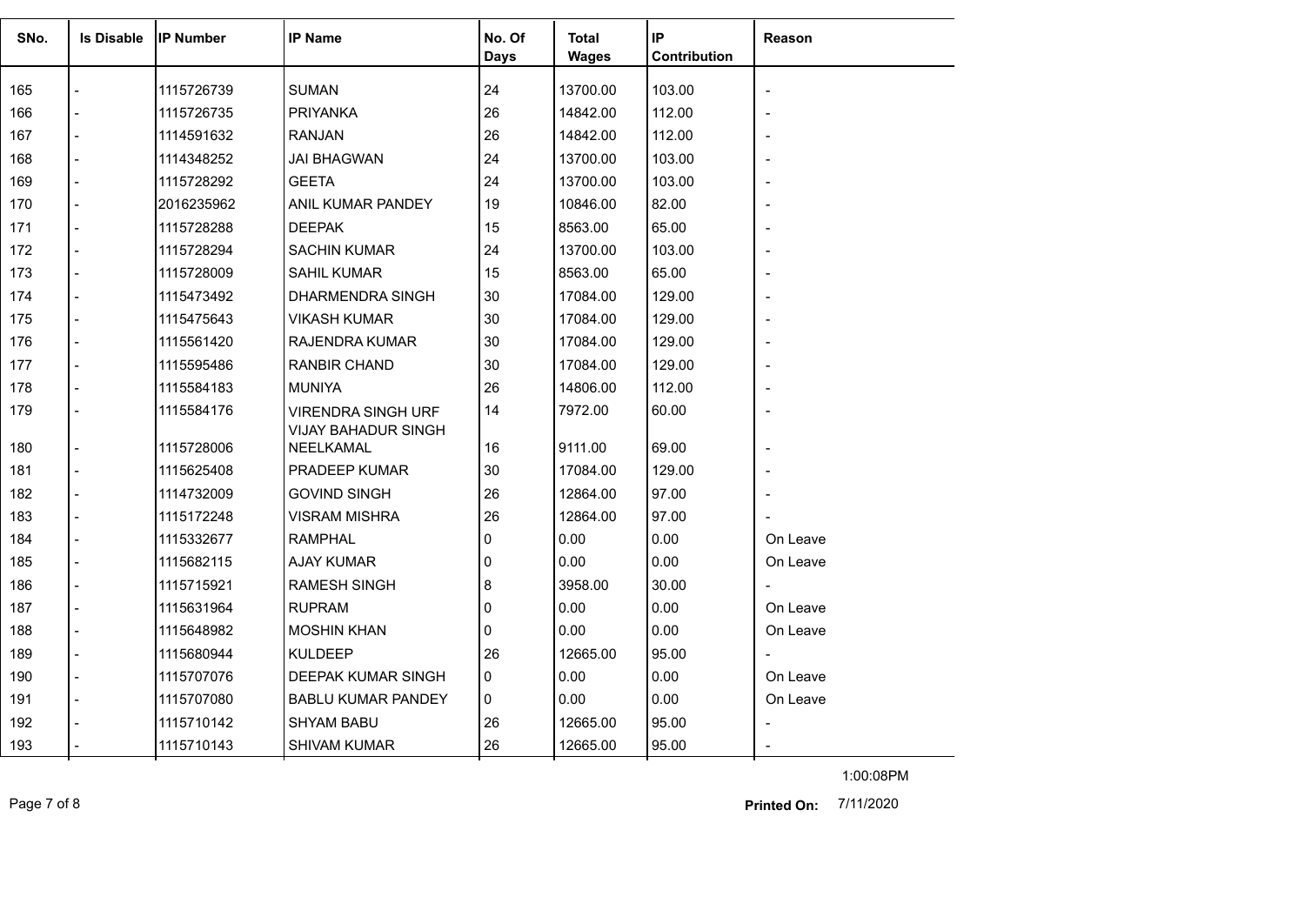| SNo. | Is Disable | IP Number | IP Name | No. Of Days | Total Wages | IP Contribution | Reason |
|---|---|---|---|---|---|---|---|
| 165 | - | 1115726739 | SUMAN | 24 | 13700.00 | 103.00 | - |
| 166 | - | 1115726735 | PRIYANKA | 26 | 14842.00 | 112.00 | - |
| 167 | - | 1114591632 | RANJAN | 26 | 14842.00 | 112.00 | - |
| 168 | - | 1114348252 | JAI BHAGWAN | 24 | 13700.00 | 103.00 | - |
| 169 | - | 1115728292 | GEETA | 24 | 13700.00 | 103.00 | - |
| 170 | - | 2016235962 | ANIL KUMAR PANDEY | 19 | 10846.00 | 82.00 | - |
| 171 | - | 1115728288 | DEEPAK | 15 | 8563.00 | 65.00 | - |
| 172 | - | 1115728294 | SACHIN KUMAR | 24 | 13700.00 | 103.00 | - |
| 173 | - | 1115728009 | SAHIL KUMAR | 15 | 8563.00 | 65.00 | - |
| 174 | - | 1115473492 | DHARMENDRA SINGH | 30 | 17084.00 | 129.00 | - |
| 175 | - | 1115475643 | VIKASH KUMAR | 30 | 17084.00 | 129.00 | - |
| 176 | - | 1115561420 | RAJENDRA KUMAR | 30 | 17084.00 | 129.00 | - |
| 177 | - | 1115595486 | RANBIR CHAND | 30 | 17084.00 | 129.00 | - |
| 178 | - | 1115584183 | MUNIYA | 26 | 14806.00 | 112.00 | - |
| 179 | - | 1115584176 | VIRENDRA SINGH URF VIJAY BAHADUR SINGH | 14 | 7972.00 | 60.00 | - |
| 180 | - | 1115728006 | NEELKAMAL | 16 | 9111.00 | 69.00 | - |
| 181 | - | 1115625408 | PRADEEP KUMAR | 30 | 17084.00 | 129.00 | - |
| 182 | - | 1114732009 | GOVIND SINGH | 26 | 12864.00 | 97.00 | - |
| 183 | - | 1115172248 | VISRAM MISHRA | 26 | 12864.00 | 97.00 | - |
| 184 | - | 1115332677 | RAMPHAL | 0 | 0.00 | 0.00 | On Leave |
| 185 | - | 1115682115 | AJAY KUMAR | 0 | 0.00 | 0.00 | On Leave |
| 186 | - | 1115715921 | RAMESH SINGH | 8 | 3958.00 | 30.00 | - |
| 187 | - | 1115631964 | RUPRAM | 0 | 0.00 | 0.00 | On Leave |
| 188 | - | 1115648982 | MOSHIN KHAN | 0 | 0.00 | 0.00 | On Leave |
| 189 | - | 1115680944 | KULDEEP | 26 | 12665.00 | 95.00 | - |
| 190 | - | 1115707076 | DEEPAK KUMAR SINGH | 0 | 0.00 | 0.00 | On Leave |
| 191 | - | 1115707080 | BABLU KUMAR PANDEY | 0 | 0.00 | 0.00 | On Leave |
| 192 | - | 1115710142 | SHYAM BABU | 26 | 12665.00 | 95.00 | - |
| 193 | - | 1115710143 | SHIVAM KUMAR | 26 | 12665.00 | 95.00 | - |

**Printed On:** 7/11/2020 1:00:08PM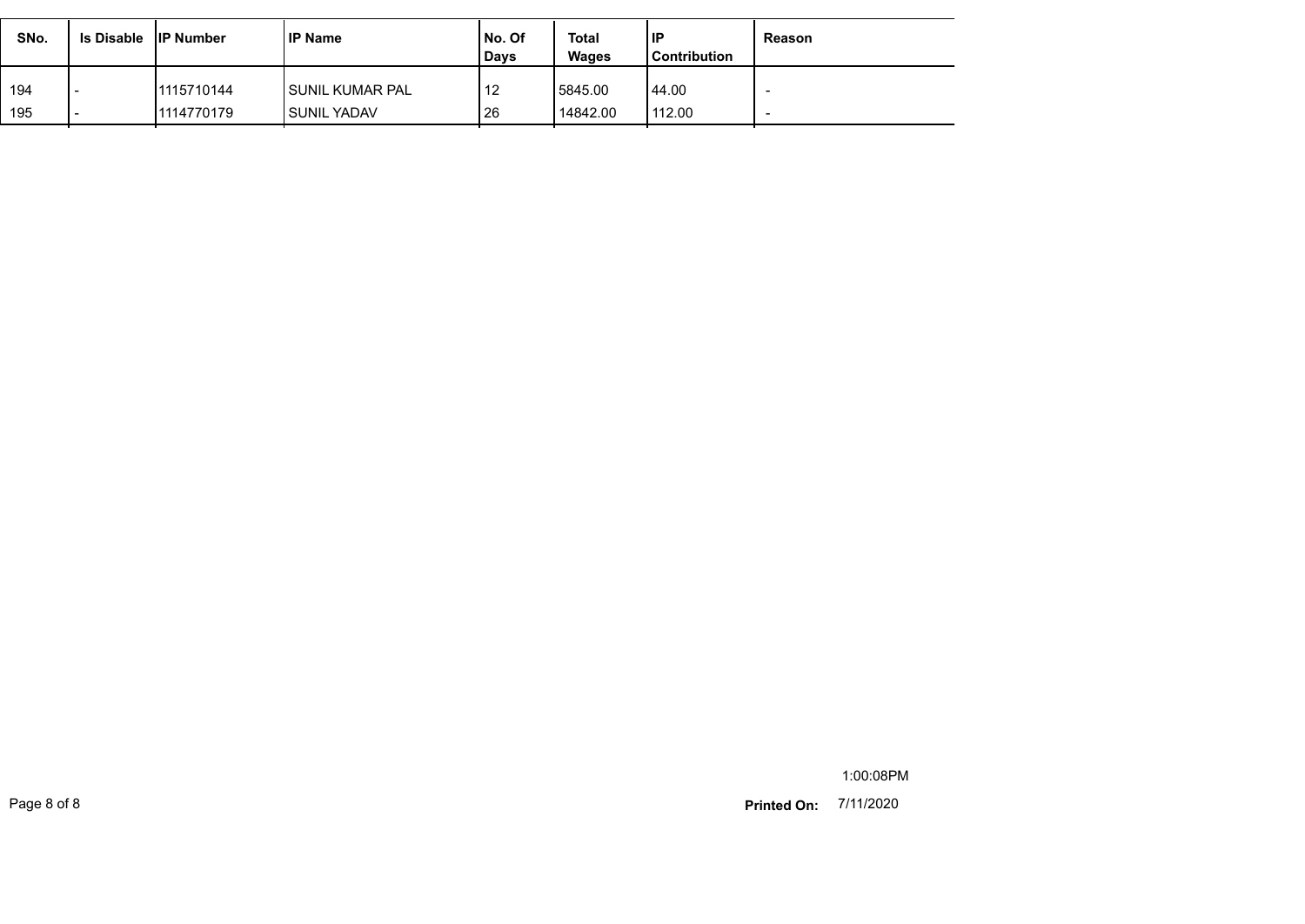| SNo. | Is Disable | IP Number | IP Name | No. Of Days | Total Wages | IP Contribution | Reason |
|---|---|---|---|---|---|---|---|
| 194 | - | 1115710144 | SUNIL KUMAR PAL | 12 | 5845.00 | 44.00 | - |
| 195 | - | 1114770179 | SUNIL YADAV | 26 | 14842.00 | 112.00 | - |

1:00:08PM

**Printed On:** 7/11/2020